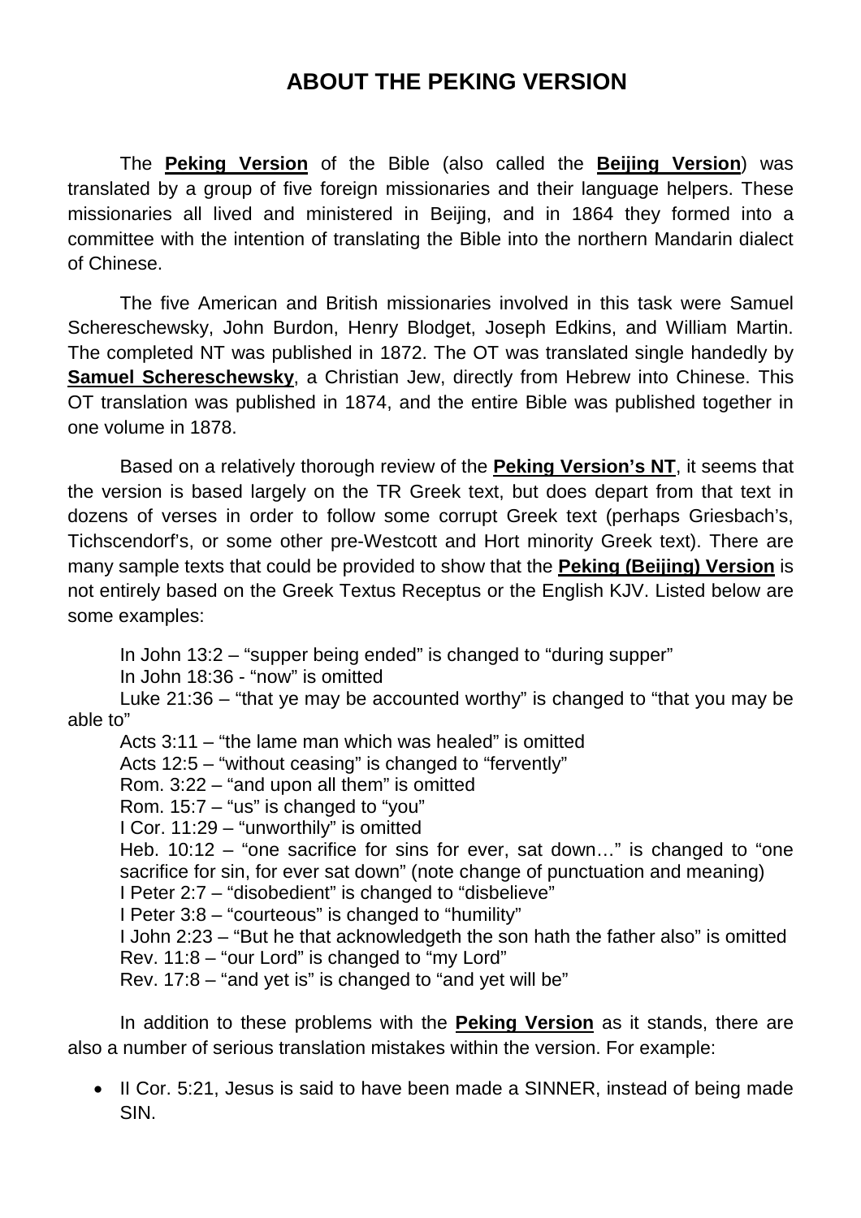# ABOUT THE PEKING VERSION

The **Peking Version** of the Bible (also called the **Beijing Version**) was translated by a group of five foreign missionaries and their language helpers. These missionaries all lived and ministered in Beijing, and in 1864 they formed into a committee with the intention of translating the Bible into the northern Mandarin dialect of Chinese.

The five American and British missionaries involved in this task were Samuel Schereschewsky, John Burdon, Henry Blodget, Joseph Edkins, and William Martin. The completed NT was published in 1872. The OT was translated single handedly by **Samuel Schereschewsky**, a Christian Jew, directly from Hebrew into Chinese. This OT translation was published in 1874, and the entire Bible was published together in one volume in 1878.

Based on a relatively thorough review of the **Peking Version's NT**, it seems that the version is based largely on the TR Greek text, but does depart from that text in dozens of verses in order to follow some corrupt Greek text (perhaps Griesbach's, Tichscendorf's, or some other pre-Westcott and Hort minority Greek text). There are many sample texts that could be provided to show that the **Peking (Beijing) Version** is not entirely based on the Greek Textus Receptus or the English KJV. Listed below are some examples:

In John 13:2 – "supper being ended" is changed to "during supper"
In John 18:36 - "now" is omitted
Luke 21:36 – "that ye may be accounted worthy" is changed to "that you may be able to"
Acts 3:11 – "the lame man which was healed" is omitted
Acts 12:5 – "without ceasing" is changed to "fervently"
Rom. 3:22 – "and upon all them" is omitted
Rom. 15:7 – "us" is changed to "you"
I Cor. 11:29 – "unworthily" is omitted
Heb. 10:12 – "one sacrifice for sins for ever, sat down…" is changed to "one sacrifice for sin, for ever sat down" (note change of punctuation and meaning)
I Peter 2:7 – "disobedient" is changed to "disbelieve"
I Peter 3:8 – "courteous" is changed to "humility"
I John 2:23 – "But he that acknowledgeth the son hath the father also" is omitted
Rev. 11:8 – "our Lord" is changed to "my Lord"
Rev. 17:8 – "and yet is" is changed to "and yet will be"

In addition to these problems with the **Peking Version** as it stands, there are also a number of serious translation mistakes within the version. For example:

- II Cor. 5:21, Jesus is said to have been made a SINNER, instead of being made SIN.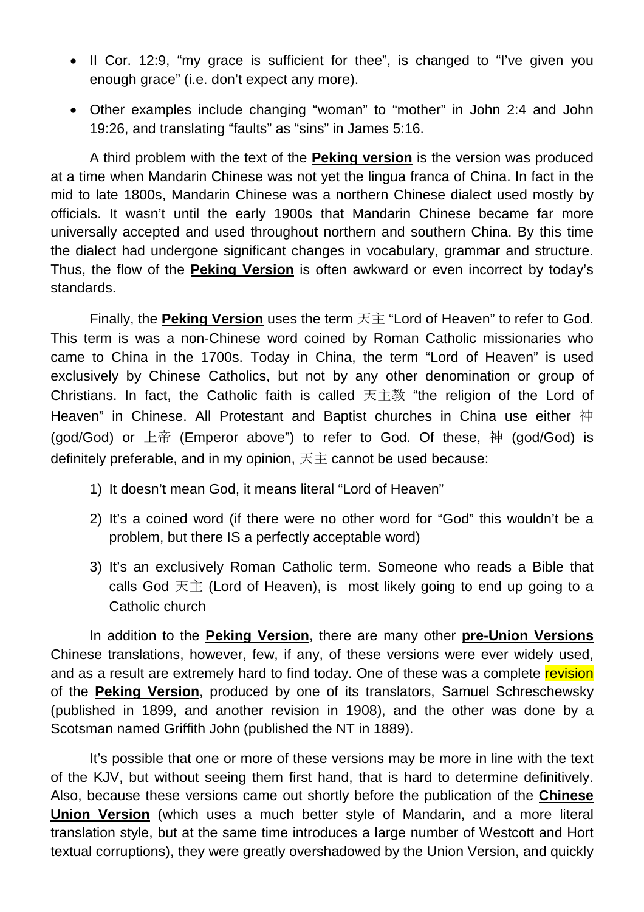- II Cor. 12:9, "my grace is sufficient for thee", is changed to "I've given you enough grace" (i.e. don't expect any more).
- Other examples include changing "woman" to "mother" in John 2:4 and John 19:26, and translating "faults" as "sins" in James 5:16.

A third problem with the text of the **Peking version** is the version was produced at a time when Mandarin Chinese was not yet the lingua franca of China. In fact in the mid to late 1800s, Mandarin Chinese was a northern Chinese dialect used mostly by officials. It wasn't until the early 1900s that Mandarin Chinese became far more universally accepted and used throughout northern and southern China. By this time the dialect had undergone significant changes in vocabulary, grammar and structure. Thus, the flow of the **Peking Version** is often awkward or even incorrect by today's standards.

Finally, the **Peking Version** uses the term 天主 "Lord of Heaven" to refer to God. This term is was a non-Chinese word coined by Roman Catholic missionaries who came to China in the 1700s. Today in China, the term "Lord of Heaven" is used exclusively by Chinese Catholics, but not by any other denomination or group of Christians. In fact, the Catholic faith is called 天主教 "the religion of the Lord of Heaven" in Chinese. All Protestant and Baptist churches in China use either 神 (god/God) or 上帝 (Emperor above") to refer to God. Of these, 神 (god/God) is definitely preferable, and in my opinion, 天主 cannot be used because:

1) It doesn't mean God, it means literal "Lord of Heaven"
2) It's a coined word (if there were no other word for "God" this wouldn't be a problem, but there IS a perfectly acceptable word)
3) It's an exclusively Roman Catholic term. Someone who reads a Bible that calls God 天主 (Lord of Heaven), is most likely going to end up going to a Catholic church

In addition to the **Peking Version**, there are many other **pre-Union Versions** Chinese translations, however, few, if any, of these versions were ever widely used, and as a result are extremely hard to find today. One of these was a complete revision of the **Peking Version**, produced by one of its translators, Samuel Schreschewsky (published in 1899, and another revision in 1908), and the other was done by a Scotsman named Griffith John (published the NT in 1889).

It's possible that one or more of these versions may be more in line with the text of the KJV, but without seeing them first hand, that is hard to determine definitively. Also, because these versions came out shortly before the publication of the **Chinese Union Version** (which uses a much better style of Mandarin, and a more literal translation style, but at the same time introduces a large number of Westcott and Hort textual corruptions), they were greatly overshadowed by the Union Version, and quickly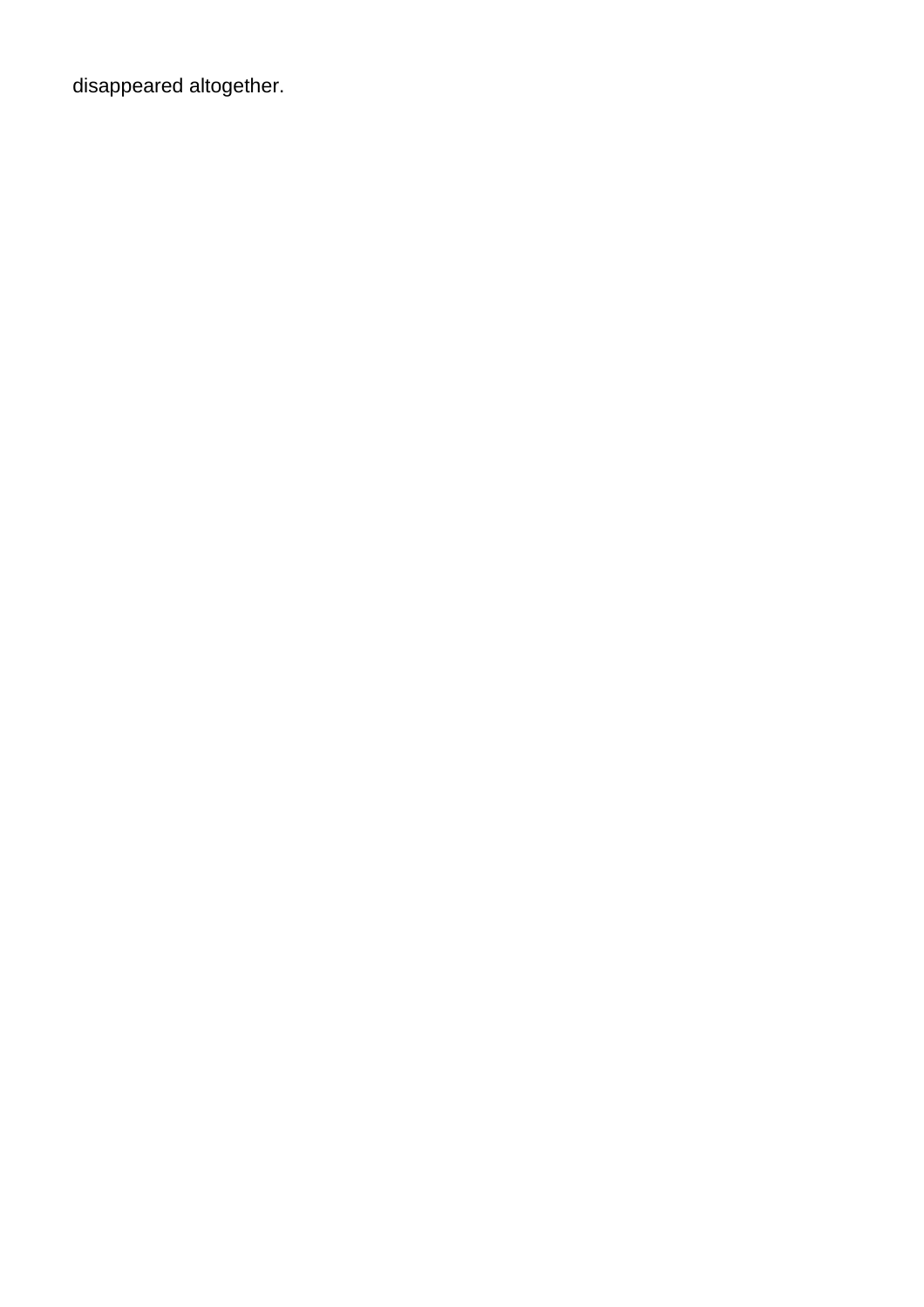disappeared altogether.